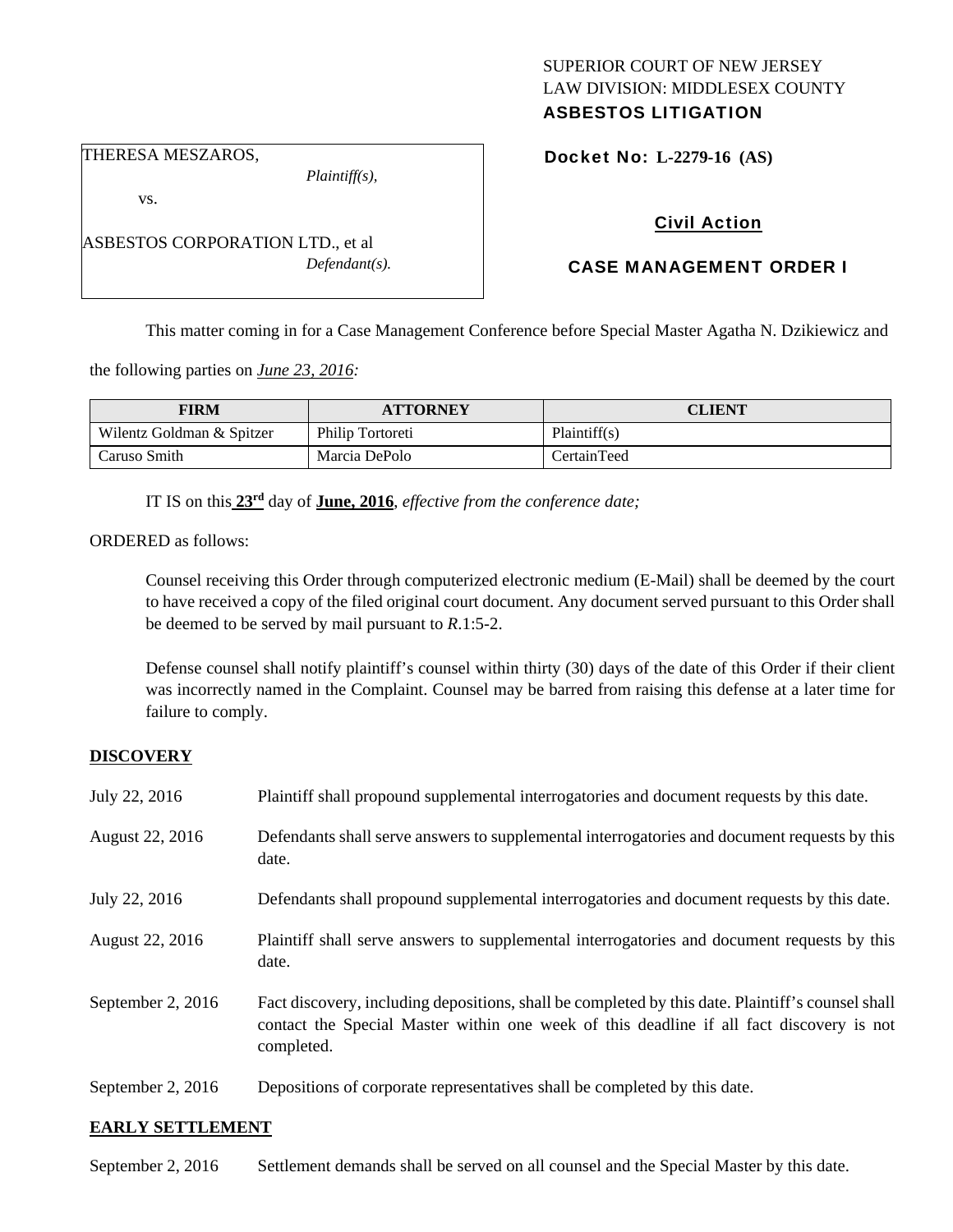SUPERIOR COURT OF NEW JERSEY
LAW DIVISION: MIDDLESEX COUNTY
**ASBESTOS LITIGATION**

THERESA MESZAROS,
*Plaintiff(s),*

vs.

ASBESTOS CORPORATION LTD., et al
*Defendant(s).*

**Docket No: L-2279-16 (AS)**

**Civil Action**

**CASE MANAGEMENT ORDER I**

This matter coming in for a Case Management Conference before Special Master Agatha N. Dzikiewicz and the following parties on ***June 23, 2016:***

| FIRM | ATTORNEY | CLIENT |
|---|---|---|
| Wilentz Goldman & Spitzer | Philip Tortoreti | Plaintiff(s) |
| Caruso Smith | Marcia DePolo | CertainTeed |

IT IS on this **23rd** day of **June, 2016**, *effective from the conference date;*

ORDERED as follows:

Counsel receiving this Order through computerized electronic medium (E-Mail) shall be deemed by the court to have received a copy of the filed original court document. Any document served pursuant to this Order shall be deemed to be served by mail pursuant to *R*.1:5-2.

Defense counsel shall notify plaintiff's counsel within thirty (30) days of the date of this Order if their client was incorrectly named in the Complaint. Counsel may be barred from raising this defense at a later time for failure to comply.

**DISCOVERY**

July 22, 2016 — Plaintiff shall propound supplemental interrogatories and document requests by this date.

August 22, 2016 — Defendants shall serve answers to supplemental interrogatories and document requests by this date.

July 22, 2016 — Defendants shall propound supplemental interrogatories and document requests by this date.

August 22, 2016 — Plaintiff shall serve answers to supplemental interrogatories and document requests by this date.

September 2, 2016 — Fact discovery, including depositions, shall be completed by this date. Plaintiff's counsel shall contact the Special Master within one week of this deadline if all fact discovery is not completed.

September 2, 2016 — Depositions of corporate representatives shall be completed by this date.

**EARLY SETTLEMENT**

September 2, 2016 — Settlement demands shall be served on all counsel and the Special Master by this date.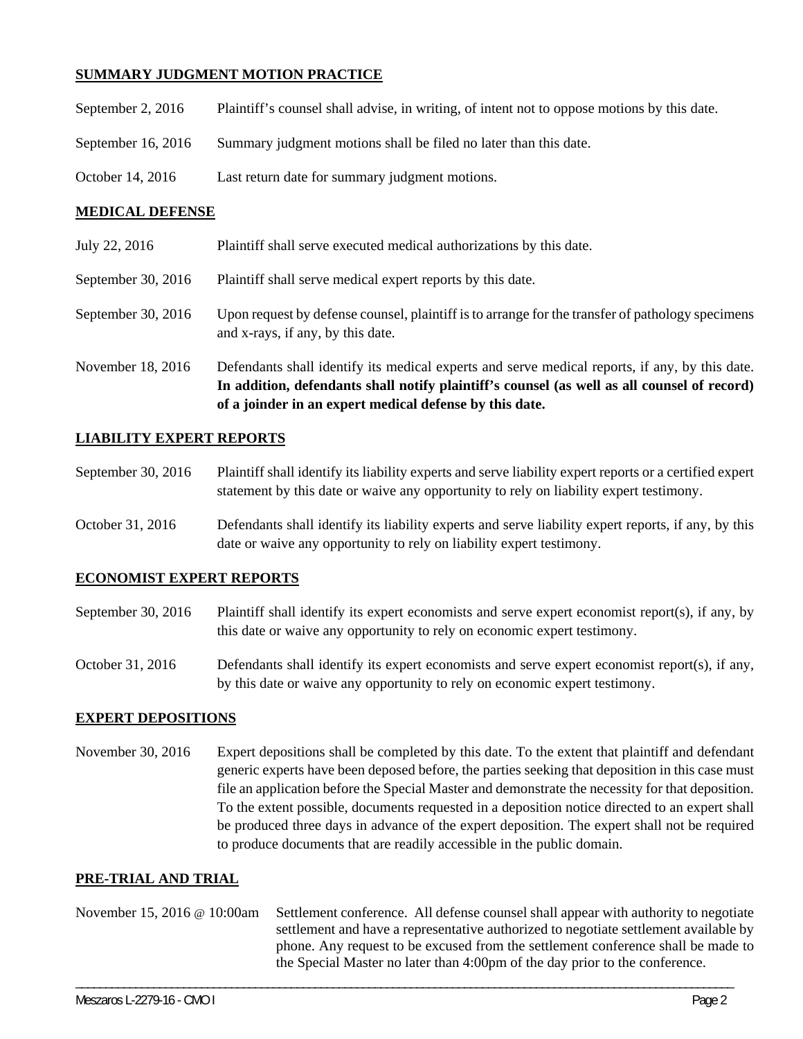**SUMMARY JUDGMENT MOTION PRACTICE**

| | |
|---|---|
| September 2, 2016 | Plaintiff's counsel shall advise, in writing, of intent not to oppose motions by this date. |
| September 16, 2016 | Summary judgment motions shall be filed no later than this date. |
| October 14, 2016 | Last return date for summary judgment motions. |

**MEDICAL DEFENSE**

| | |
|---|---|
| July 22, 2016 | Plaintiff shall serve executed medical authorizations by this date. |
| September 30, 2016 | Plaintiff shall serve medical expert reports by this date. |
| September 30, 2016 | Upon request by defense counsel, plaintiff is to arrange for the transfer of pathology specimens and x-rays, if any, by this date. |
| November 18, 2016 | Defendants shall identify its medical experts and serve medical reports, if any, by this date. **In addition, defendants shall notify plaintiff's counsel (as well as all counsel of record) of a joinder in an expert medical defense by this date.** |

**LIABILITY EXPERT REPORTS**

| | |
|---|---|
| September 30, 2016 | Plaintiff shall identify its liability experts and serve liability expert reports or a certified expert statement by this date or waive any opportunity to rely on liability expert testimony. |
| October 31, 2016 | Defendants shall identify its liability experts and serve liability expert reports, if any, by this date or waive any opportunity to rely on liability expert testimony. |

**ECONOMIST EXPERT REPORTS**

| | |
|---|---|
| September 30, 2016 | Plaintiff shall identify its expert economists and serve expert economist report(s), if any, by this date or waive any opportunity to rely on economic expert testimony. |
| October 31, 2016 | Defendants shall identify its expert economists and serve expert economist report(s), if any, by this date or waive any opportunity to rely on economic expert testimony. |

**EXPERT DEPOSITIONS**

| | |
|---|---|
| November 30, 2016 | Expert depositions shall be completed by this date. To the extent that plaintiff and defendant generic experts have been deposed before, the parties seeking that deposition in this case must file an application before the Special Master and demonstrate the necessity for that deposition. To the extent possible, documents requested in a deposition notice directed to an expert shall be produced three days in advance of the expert deposition. The expert shall not be required to produce documents that are readily accessible in the public domain. |

**PRE-TRIAL AND TRIAL**

| | |
|---|---|
| November 15, 2016 @ 10:00am | Settlement conference. All defense counsel shall appear with authority to negotiate settlement and have a representative authorized to negotiate settlement available by phone. Any request to be excused from the settlement conference shall be made to the Special Master no later than 4:00pm of the day prior to the conference. |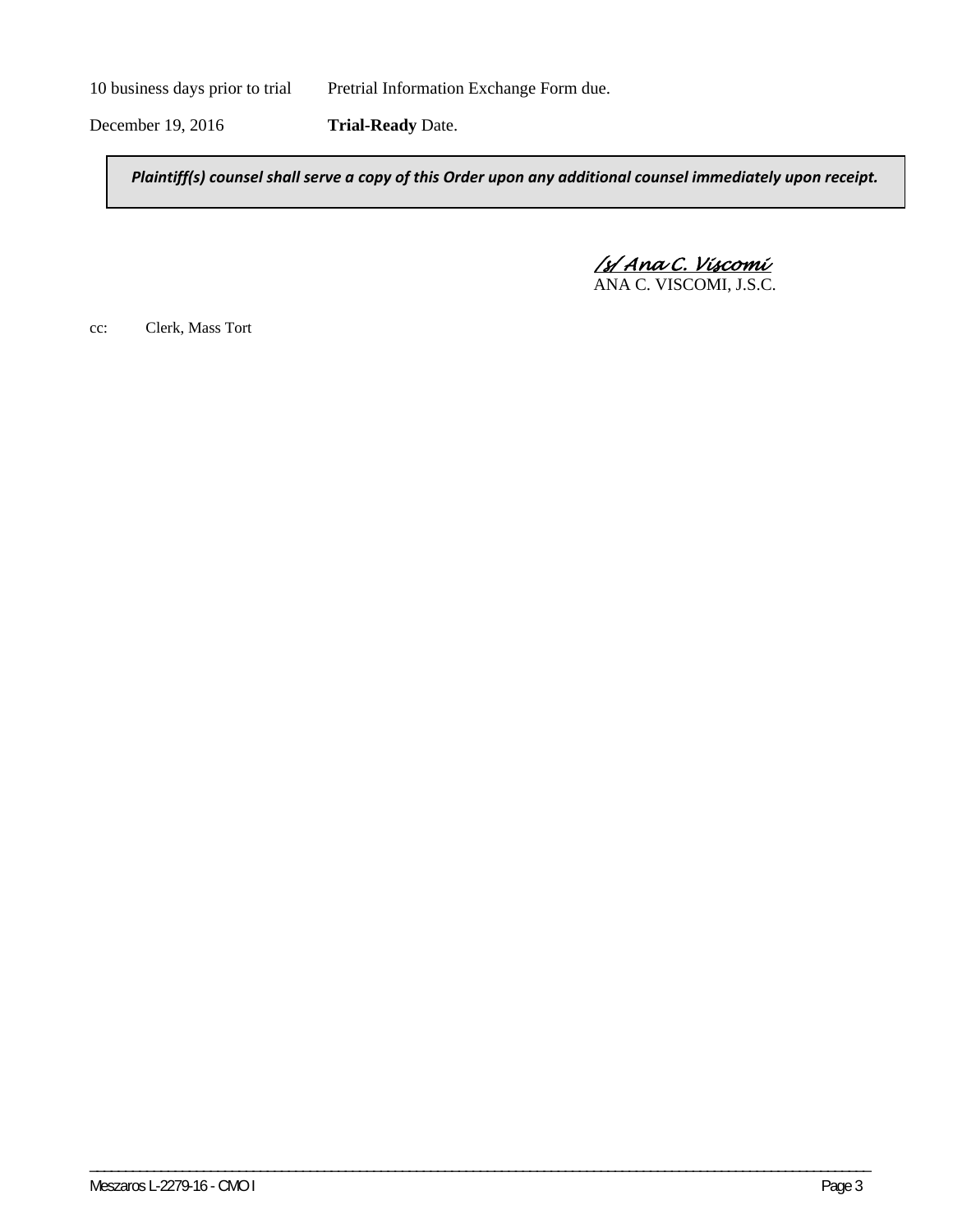| | |
|---|---|
| 10 business days prior to trial | Pretrial Information Exchange Form due. |
| December 19, 2016 | **Trial-Ready** Date. |

***Plaintiff(s) counsel shall serve a copy of this Order upon any additional counsel immediately upon receipt.***

*/s/ Ana C. Viscomi*
ANA C. VISCOMI, J.S.C.

cc: Clerk, Mass Tort